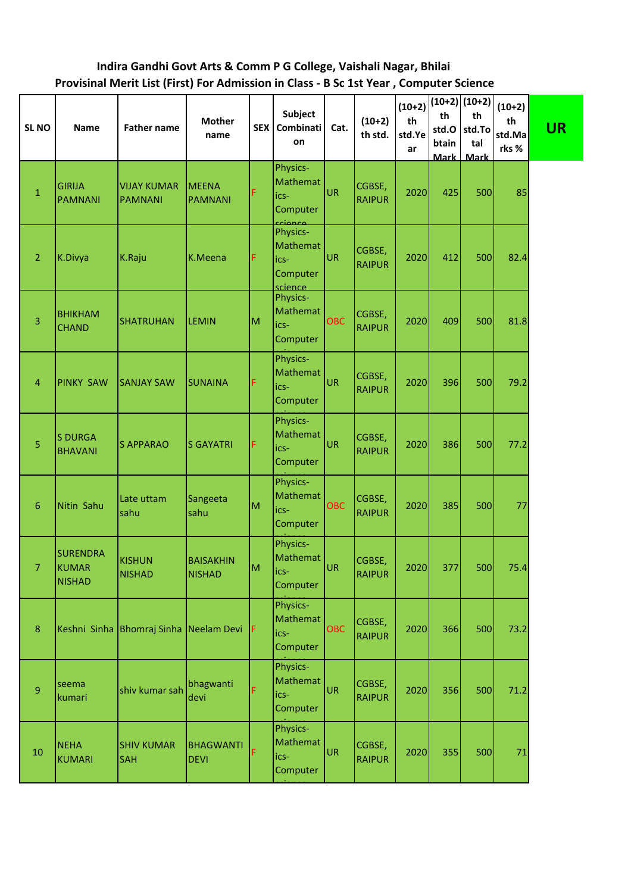# Indira Gandhi Govt Arts & Comm P G College, Vaishali Nagar, Bhilai

## Provisinal Merit List (First) For Admission in Class - B Sc 1st Year , Computer Science

**UR**

| SL NO | Name | Father name | Mother name | SEX | Subject Combination | Cat. | (10+2) th std. | (10+2) th std.Year | (10+2) th std.Obtain Mark | (10+2) th std.Total Mark | (10+2) th std.Marks % |
|---|---|---|---|---|---|---|---|---|---|---|---|
| 1 | GIRIJA PAMNANI | VIJAY KUMAR PAMNANI | MEENA PAMNANI | F | Physics-Mathematics-Computer science | UR | CGBSE, RAIPUR | 2020 | 425 | 500 | 85 |
| 2 | K.Divya | K.Raju | K.Meena | F | Physics-Mathematics-Computer science | UR | CGBSE, RAIPUR | 2020 | 412 | 500 | 82.4 |
| 3 | BHIKHAM CHAND | SHATRUHAN | LEMIN | M | Physics-Mathematics-Computer science | OBC | CGBSE, RAIPUR | 2020 | 409 | 500 | 81.8 |
| 4 | PINKY SAW | SANJAY SAW | SUNAINA | F | Physics-Mathematics-Computer science | UR | CGBSE, RAIPUR | 2020 | 396 | 500 | 79.2 |
| 5 | S DURGA BHAVANI | S APPARAO | S GAYATRI | F | Physics-Mathematics-Computer science | UR | CGBSE, RAIPUR | 2020 | 386 | 500 | 77.2 |
| 6 | Nitin Sahu | Late uttam sahu | Sangeeta sahu | M | Physics-Mathematics-Computer science | OBC | CGBSE, RAIPUR | 2020 | 385 | 500 | 77 |
| 7 | SURENDRA KUMAR NISHAD | KISHUN NISHAD | BAISAKHIN NISHAD | M | Physics-Mathematics-Computer science | UR | CGBSE, RAIPUR | 2020 | 377 | 500 | 75.4 |
| 8 | Keshni Sinha | Bhomraj Sinha | Neelam Devi | F | Physics-Mathematics-Computer science | OBC | CGBSE, RAIPUR | 2020 | 366 | 500 | 73.2 |
| 9 | seema kumari | shiv kumar sah | bhagwanti devi | F | Physics-Mathematics-Computer science | UR | CGBSE, RAIPUR | 2020 | 356 | 500 | 71.2 |
| 10 | NEHA KUMARI | SHIV KUMAR SAH | BHAGWANTI DEVI | F | Physics-Mathematics-Computer science | UR | CGBSE, RAIPUR | 2020 | 355 | 500 | 71 |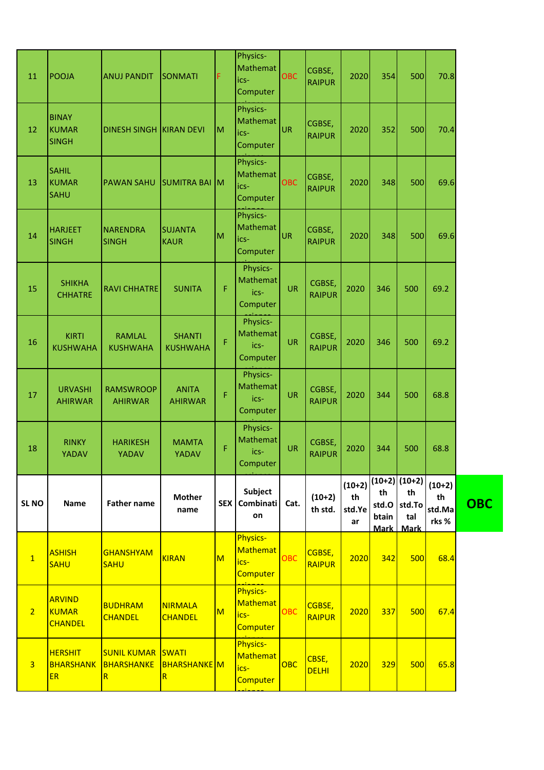| 11 | POOJA | ANUJ PANDIT | SONMATI | F | Physics-Mathematics-Computer science | OBC | CGBSE, RAIPUR | 2020 | 354 | 500 | 70.8 |
|---|---|---|---|---|---|---|---|---|---|---|---|
| 12 | BINAY KUMAR SINGH | DINESH SINGH | KIRAN DEVI | M | Physics-Mathematics-Computer science | UR | CGBSE, RAIPUR | 2020 | 352 | 500 | 70.4 |
| 13 | SAHIL KUMAR SAHU | PAWAN SAHU | SUMITRA BAI | M | Physics-Mathematics-Computer science | OBC | CGBSE, RAIPUR | 2020 | 348 | 500 | 69.6 |
| 14 | HARJEET SINGH | NARENDRA SINGH | SUJANTA KAUR | M | Physics-Mathematics-Computer science | UR | CGBSE, RAIPUR | 2020 | 348 | 500 | 69.6 |
| 15 | SHIKHA CHHATRE | RAVI CHHATRE | SUNITA | F | Physics-Mathematics-Computer science | UR | CGBSE, RAIPUR | 2020 | 346 | 500 | 69.2 |
| 16 | KIRTI KUSHWAHA | RAMLAL KUSHWAHA | SHANTI KUSHWAHA | F | Physics-Mathematics-Computer science | UR | CGBSE, RAIPUR | 2020 | 346 | 500 | 69.2 |
| 17 | URVASHI AHIRWAR | RAMSWROOP AHIRWAR | ANITA AHIRWAR | F | Physics-Mathematics-Computer science | UR | CGBSE, RAIPUR | 2020 | 344 | 500 | 68.8 |
| 18 | RINKY YADAV | HARIKESH YADAV | MAMTA YADAV | F | Physics-Mathematics-Computer science | UR | CGBSE, RAIPUR | 2020 | 344 | 500 | 68.8 |

**OBC**

| SL NO | Name | Father name | Mother name | SEX | Subject Combination | Cat. | (10+2) th std. | (10+2) th std.Year | (10+2) th std.Obtain Mark | (10+2) th std.Total Mark | (10+2) th std.Marks % |
|---|---|---|---|---|---|---|---|---|---|---|---|
| 1 | ASHISH SAHU | GHANSHYAM SAHU | KIRAN | M | Physics-Mathematics-Computer science | OBC | CGBSE, RAIPUR | 2020 | 342 | 500 | 68.4 |
| 2 | ARVIND KUMAR CHANDEL | BUDHRAM CHANDEL | NIRMALA CHANDEL | M | Physics-Mathematics-Computer science | OBC | CGBSE, RAIPUR | 2020 | 337 | 500 | 67.4 |
| 3 | HERSHIT BHARSHANKER | SUNIL KUMAR BHARSHANKER | SWATI BHARSHANKER | M | Physics-Mathematics-Computer science | OBC | CBSE, DELHI | 2020 | 329 | 500 | 65.8 |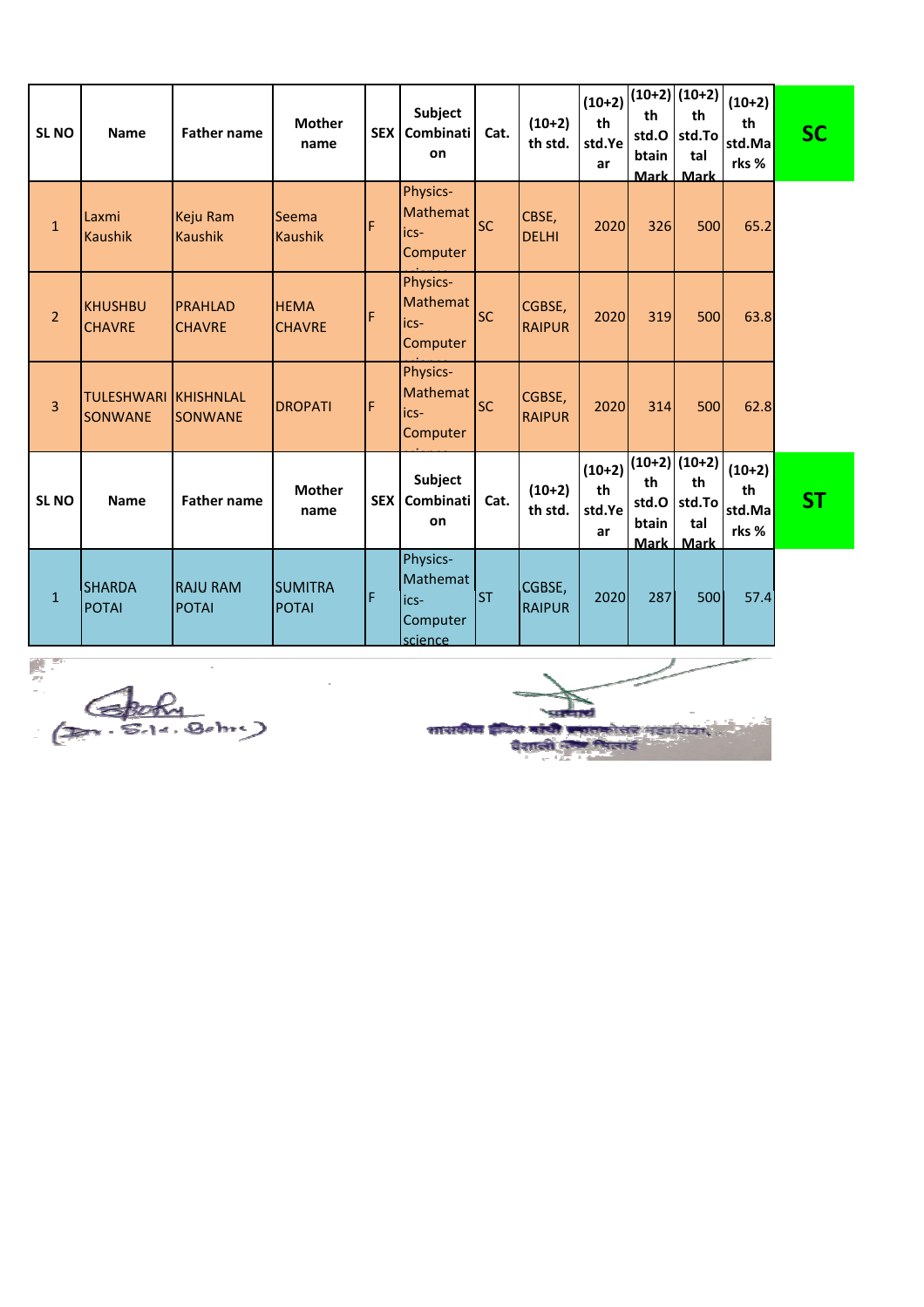| SL NO | Name | Father name | Mother name | SEX | Subject Combination | Cat. | (10+2) th std. | (10+2) th std.Year | (10+2) th std.Obtain Mark | (10+2) th std.Total Mark | (10+2) th std.Marks % | SC |
|---|---|---|---|---|---|---|---|---|---|---|---|---|
| 1 | Laxmi Kaushik | Keju Ram Kaushik | Seema Kaushik | F | Physics-Mathematics-Computer science | SC | CBSE, DELHI | 2020 | 326 | 500 | 65.2 | |
| 2 | KHUSHBU CHAVRE | PRAHLAD CHAVRE | HEMA CHAVRE | F | Physics-Mathematics-Computer science | SC | CGBSE, RAIPUR | 2020 | 319 | 500 | 63.8 | |
| 3 | TULESHWARI SONWANE | KHISHNLAL SONWANE | DROPATI | F | Physics-Mathematics-Computer science | SC | CGBSE, RAIPUR | 2020 | 314 | 500 | 62.8 | |

| SL NO | Name | Father name | Mother name | SEX | Subject Combination | Cat. | (10+2) th std. | (10+2) th std.Year | (10+2) th std.Obtain Mark | (10+2) th std.Total Mark | (10+2) th std.Marks % | ST |
|---|---|---|---|---|---|---|---|---|---|---|---|---|
| 1 | SHARDA POTAI | RAJU RAM POTAI | SUMITRA POTAI | F | Physics-Mathematics-Computer science | ST | CGBSE, RAIPUR | 2020 | 287 | 500 | 57.4 | |

(Dr. S.K. Sahu)

प्राचार्य
शासकीय इंदिरा गांधी स्नातकोत्तर महाविद्यालय,
वैशाली नगर भिलाई